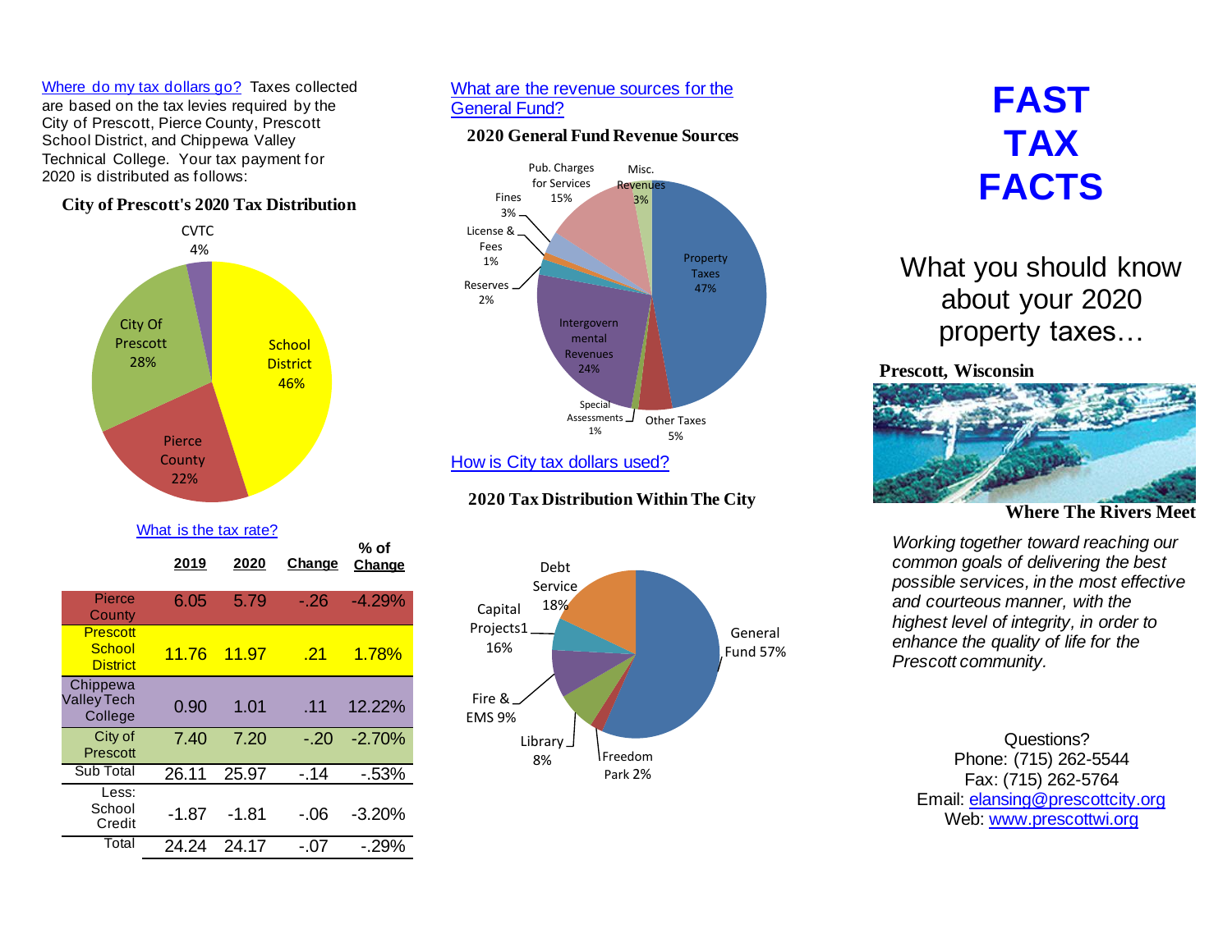Where do my tax dollars go? Taxes collected are based on the tax levies required by the City of Prescott, Pierce County, Prescott School District, and Chippewa Valley Technical College. Your tax payment for 2020 is distributed as follows:

**City of Prescott's 2020 Tax Distribution**

CVTC 4%
City Of Prescott 28%
School District 46%
Pierce County 22%

What is the tax rate?

| | 2019 | 2020 | Change | % of Change |
|---|---|---|---|---|
| Pierce County | 6.05 | 5.79 | -.26 | -4.29% |
| Prescott School District | 11.76 | 11.97 | .21 | 1.78% |
| Chippewa Valley Tech College | 0.90 | 1.01 | .11 | 12.22% |
| City of Prescott | 7.40 | 7.20 | -.20 | -2.70% |
| Sub Total | 26.11 | 25.97 | -.14 | -.53% |
| Less: School Credit | -1.87 | -1.81 | -.06 | -3.20% |
| Total | 24.24 | 24.17 | -.07 | -.29% |

What are the revenue sources for the General Fund?

**2020 General Fund Revenue Sources**

Pub. Charges for Services 15%
Misc. Revenues 3%
Fines 3%
License & Fees 1%
Reserves 2%
Property Taxes 47%
Intergovernmental Revenues 24%
Special Assessments 1%
Other Taxes 5%

How is City tax dollars used?

**2020 Tax Distribution Within The City**

Debt Service 18%
Capital Projects1 16%
General Fund 57%
Fire & EMS 9%
Library 8%
Freedom Park 2%

# FAST TAX FACTS

## What you should know about your 2020 property taxes…

**Prescott, Wisconsin**

**Where The Rivers Meet**

*Working together toward reaching our common goals of delivering the best possible services, in the most effective and courteous manner, with the highest level of integrity, in order to enhance the quality of life for the Prescott community.*

Questions?
Phone: (715) 262-5544
Fax: (715) 262-5764
Email: elansing@prescottcity.org
Web: www.prescottwi.org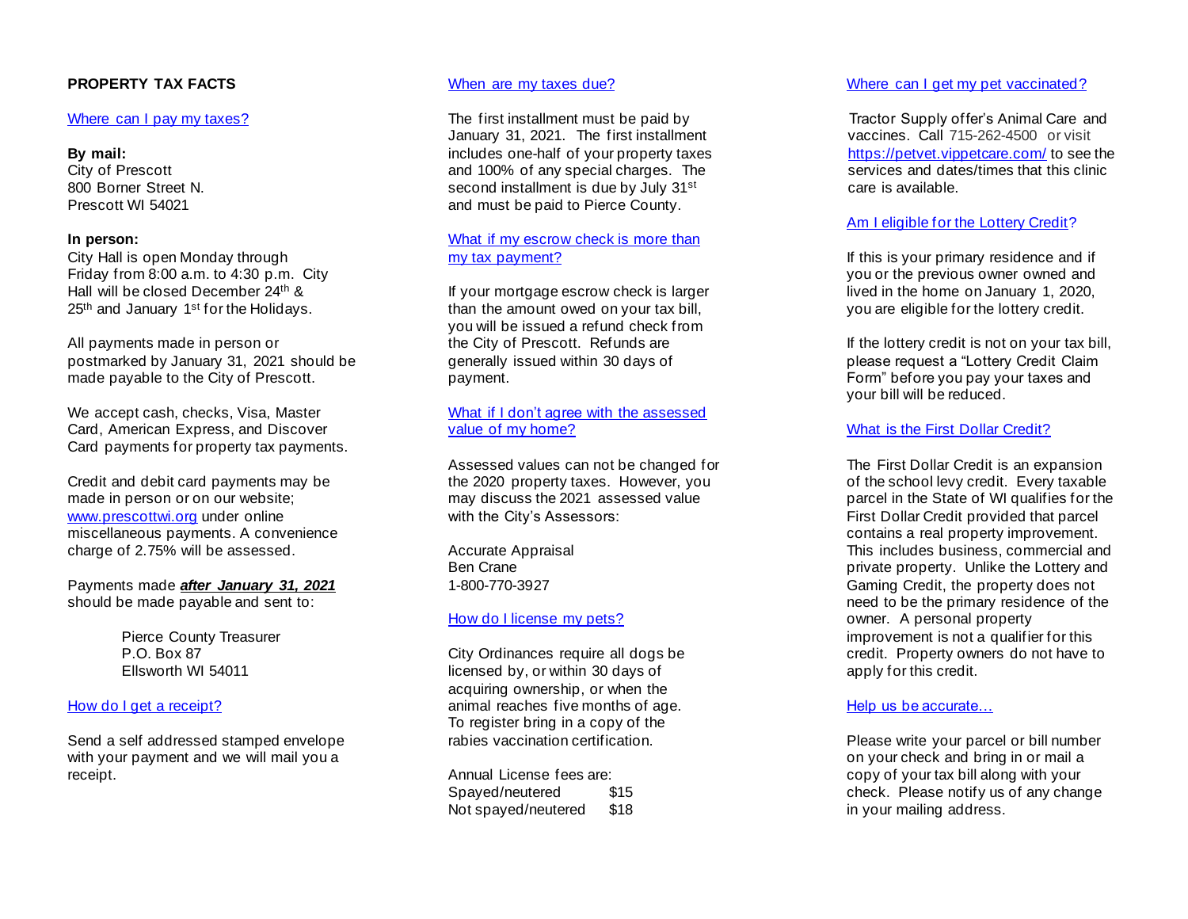## PROPERTY TAX FACTS

### Where can I pay my taxes?

**By mail:**
City of Prescott
800 Borner Street N.
Prescott WI 54021

**In person:**
City Hall is open Monday through Friday from 8:00 a.m. to 4:30 p.m. City Hall will be closed December 24th & 25th and January 1st for the Holidays.

All payments made in person or postmarked by January 31, 2021 should be made payable to the City of Prescott.

We accept cash, checks, Visa, Master Card, American Express, and Discover Card payments for property tax payments.

Credit and debit card payments may be made in person or on our website; www.prescottwi.org under online miscellaneous payments. A convenience charge of 2.75% will be assessed.

Payments made ***after January 31, 2021*** should be made payable and sent to:

Pierce County Treasurer
P.O. Box 87
Ellsworth WI 54011

### How do I get a receipt?

Send a self addressed stamped envelope with your payment and we will mail you a receipt.

### When are my taxes due?

The first installment must be paid by January 31, 2021. The first installment includes one-half of your property taxes and 100% of any special charges. The second installment is due by July 31st and must be paid to Pierce County.

### What if my escrow check is more than my tax payment?

If your mortgage escrow check is larger than the amount owed on your tax bill, you will be issued a refund check from the City of Prescott. Refunds are generally issued within 30 days of payment.

### What if I don't agree with the assessed value of my home?

Assessed values can not be changed for the 2020 property taxes. However, you may discuss the 2021 assessed value with the City's Assessors:

Accurate Appraisal
Ben Crane
1-800-770-3927

### How do I license my pets?

City Ordinances require all dogs be licensed by, or within 30 days of acquiring ownership, or when the animal reaches five months of age. To register bring in a copy of the rabies vaccination certification.

Annual License fees are:

| | |
|---|---|
| Spayed/neutered | $15 |
| Not spayed/neutered | $18 |

### Where can I get my pet vaccinated?

Tractor Supply offer's Animal Care and vaccines. Call 715-262-4500 or visit https://petvet.vippetcare.com/ to see the services and dates/times that this clinic care is available.

### Am I eligible for the Lottery Credit?

If this is your primary residence and if you or the previous owner owned and lived in the home on January 1, 2020, you are eligible for the lottery credit.

If the lottery credit is not on your tax bill, please request a "Lottery Credit Claim Form" before you pay your taxes and your bill will be reduced.

### What is the First Dollar Credit?

The First Dollar Credit is an expansion of the school levy credit. Every taxable parcel in the State of WI qualifies for the First Dollar Credit provided that parcel contains a real property improvement. This includes business, commercial and private property. Unlike the Lottery and Gaming Credit, the property does not need to be the primary residence of the owner. A personal property improvement is not a qualifier for this credit. Property owners do not have to apply for this credit.

### Help us be accurate…

Please write your parcel or bill number on your check and bring in or mail a copy of your tax bill along with your check. Please notify us of any change in your mailing address.